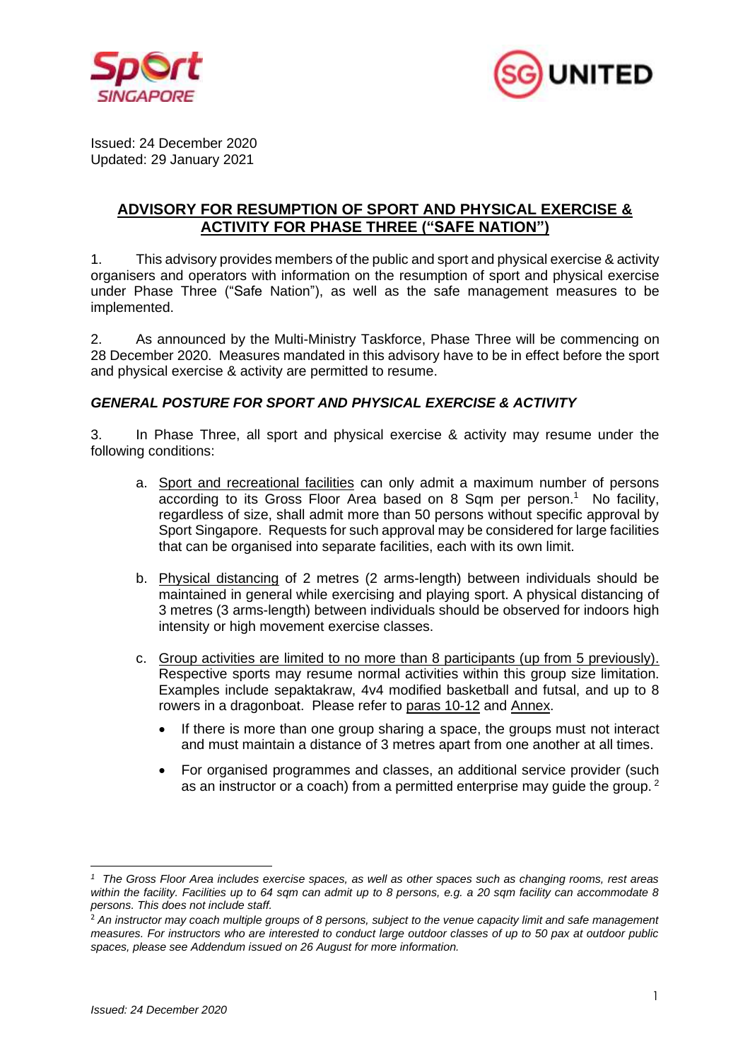Issued: 24 December 2020
Updated: 29 January 2021

## ADVISORY FOR RESUMPTION OF SPORT AND PHYSICAL EXERCISE & ACTIVITY FOR PHASE THREE ("SAFE NATION")

1. This advisory provides members of the public and sport and physical exercise & activity organisers and operators with information on the resumption of sport and physical exercise under Phase Three ("Safe Nation"), as well as the safe management measures to be implemented.

2. As announced by the Multi-Ministry Taskforce, Phase Three will be commencing on 28 December 2020. Measures mandated in this advisory have to be in effect before the sport and physical exercise & activity are permitted to resume.

### *GENERAL POSTURE FOR SPORT AND PHYSICAL EXERCISE & ACTIVITY*

3. In Phase Three, all sport and physical exercise & activity may resume under the following conditions:

   a. Sport and recreational facilities can only admit a maximum number of persons according to its Gross Floor Area based on 8 Sqm per person.[1] No facility, regardless of size, shall admit more than 50 persons without specific approval by Sport Singapore. Requests for such approval may be considered for large facilities that can be organised into separate facilities, each with its own limit.

   b. Physical distancing of 2 metres (2 arms-length) between individuals should be maintained in general while exercising and playing sport. A physical distancing of 3 metres (3 arms-length) between individuals should be observed for indoors high intensity or high movement exercise classes.

   c. Group activities are limited to no more than 8 participants (up from 5 previously). Respective sports may resume normal activities within this group size limitation. Examples include sepaktakraw, 4v4 modified basketball and futsal, and up to 8 rowers in a dragonboat. Please refer to paras 10-12 and Annex.

      - If there is more than one group sharing a space, the groups must not interact and must maintain a distance of 3 metres apart from one another at all times.
      - For organised programmes and classes, an additional service provider (such as an instructor or a coach) from a permitted enterprise may guide the group.[2]

---

[1] *The Gross Floor Area includes exercise spaces, as well as other spaces such as changing rooms, rest areas within the facility. Facilities up to 64 sqm can admit up to 8 persons, e.g. a 20 sqm facility can accommodate 8 persons. This does not include staff.*

[2] *An instructor may coach multiple groups of 8 persons, subject to the venue capacity limit and safe management measures. For instructors who are interested to conduct large outdoor classes of up to 50 pax at outdoor public spaces, please see Addendum issued on 26 August for more information.*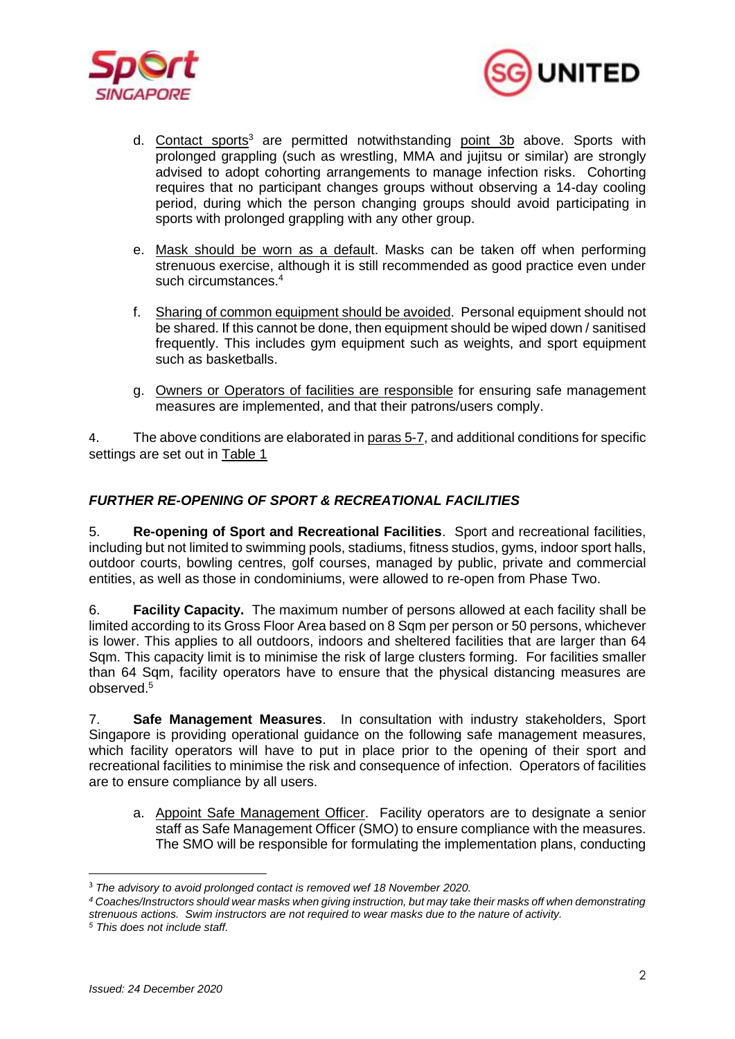d. Contact sports[3] are permitted notwithstanding point 3b above. Sports with prolonged grappling (such as wrestling, MMA and jujitsu or similar) are strongly advised to adopt cohorting arrangements to manage infection risks. Cohorting requires that no participant changes groups without observing a 14-day cooling period, during which the person changing groups should avoid participating in sports with prolonged grappling with any other group.

e. Mask should be worn as a default. Masks can be taken off when performing strenuous exercise, although it is still recommended as good practice even under such circumstances.[4]

f. Sharing of common equipment should be avoided. Personal equipment should not be shared. If this cannot be done, then equipment should be wiped down / sanitised frequently. This includes gym equipment such as weights, and sport equipment such as basketballs.

g. Owners or Operators of facilities are responsible for ensuring safe management measures are implemented, and that their patrons/users comply.

4. The above conditions are elaborated in paras 5-7, and additional conditions for specific settings are set out in Table 1

### *FURTHER RE-OPENING OF SPORT & RECREATIONAL FACILITIES*

5. **Re-opening of Sport and Recreational Facilities**. Sport and recreational facilities, including but not limited to swimming pools, stadiums, fitness studios, gyms, indoor sport halls, outdoor courts, bowling centres, golf courses, managed by public, private and commercial entities, as well as those in condominiums, were allowed to re-open from Phase Two.

6. **Facility Capacity.** The maximum number of persons allowed at each facility shall be limited according to its Gross Floor Area based on 8 Sqm per person or 50 persons, whichever is lower. This applies to all outdoors, indoors and sheltered facilities that are larger than 64 Sqm. This capacity limit is to minimise the risk of large clusters forming. For facilities smaller than 64 Sqm, facility operators have to ensure that the physical distancing measures are observed.[5]

7. **Safe Management Measures**. In consultation with industry stakeholders, Sport Singapore is providing operational guidance on the following safe management measures, which facility operators will have to put in place prior to the opening of their sport and recreational facilities to minimise the risk and consequence of infection. Operators of facilities are to ensure compliance by all users.

a. Appoint Safe Management Officer. Facility operators are to designate a senior staff as Safe Management Officer (SMO) to ensure compliance with the measures. The SMO will be responsible for formulating the implementation plans, conducting

---

[3] *The advisory to avoid prolonged contact is removed wef 18 November 2020.*

[4] *Coaches/Instructors should wear masks when giving instruction, but may take their masks off when demonstrating strenuous actions. Swim instructors are not required to wear masks due to the nature of activity.*

[5] *This does not include staff.*

*Issued: 24 December 2020*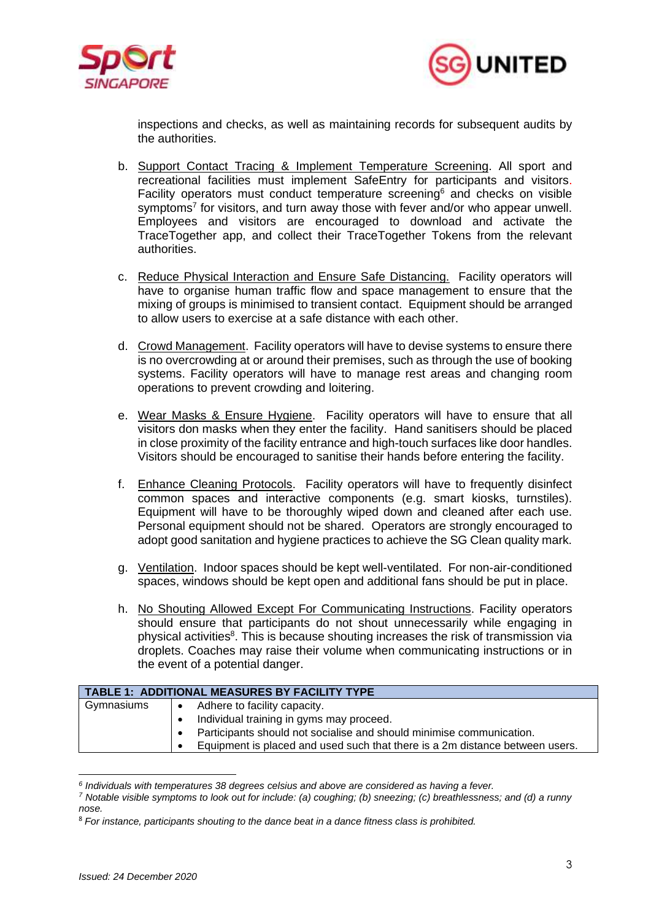inspections and checks, as well as maintaining records for subsequent audits by the authorities.

b. Support Contact Tracing & Implement Temperature Screening. All sport and recreational facilities must implement SafeEntry for participants and visitors. Facility operators must conduct temperature screening[6] and checks on visible symptoms[7] for visitors, and turn away those with fever and/or who appear unwell. Employees and visitors are encouraged to download and activate the TraceTogether app, and collect their TraceTogether Tokens from the relevant authorities.

c. Reduce Physical Interaction and Ensure Safe Distancing. Facility operators will have to organise human traffic flow and space management to ensure that the mixing of groups is minimised to transient contact. Equipment should be arranged to allow users to exercise at a safe distance with each other.

d. Crowd Management. Facility operators will have to devise systems to ensure there is no overcrowding at or around their premises, such as through the use of booking systems. Facility operators will have to manage rest areas and changing room operations to prevent crowding and loitering.

e. Wear Masks & Ensure Hygiene. Facility operators will have to ensure that all visitors don masks when they enter the facility. Hand sanitisers should be placed in close proximity of the facility entrance and high-touch surfaces like door handles. Visitors should be encouraged to sanitise their hands before entering the facility.

f. Enhance Cleaning Protocols. Facility operators will have to frequently disinfect common spaces and interactive components (e.g. smart kiosks, turnstiles). Equipment will have to be thoroughly wiped down and cleaned after each use. Personal equipment should not be shared. Operators are strongly encouraged to adopt good sanitation and hygiene practices to achieve the SG Clean quality mark.

g. Ventilation. Indoor spaces should be kept well-ventilated. For non-air-conditioned spaces, windows should be kept open and additional fans should be put in place.

h. No Shouting Allowed Except For Communicating Instructions. Facility operators should ensure that participants do not shout unnecessarily while engaging in physical activities[8]. This is because shouting increases the risk of transmission via droplets. Coaches may raise their volume when communicating instructions or in the event of a potential danger.

| TABLE 1: ADDITIONAL MEASURES BY FACILITY TYPE | |
|---|---|
| Gymnasiums | • Adhere to facility capacity.<br>• Individual training in gyms may proceed.<br>• Participants should not socialise and should minimise communication.<br>• Equipment is placed and used such that there is a 2m distance between users. |

*[6] Individuals with temperatures 38 degrees celsius and above are considered as having a fever.*

*[7] Notable visible symptoms to look out for include: (a) coughing; (b) sneezing; (c) breathlessness; and (d) a runny nose.*

*[8] For instance, participants shouting to the dance beat in a dance fitness class is prohibited.*

*Issued: 24 December 2020*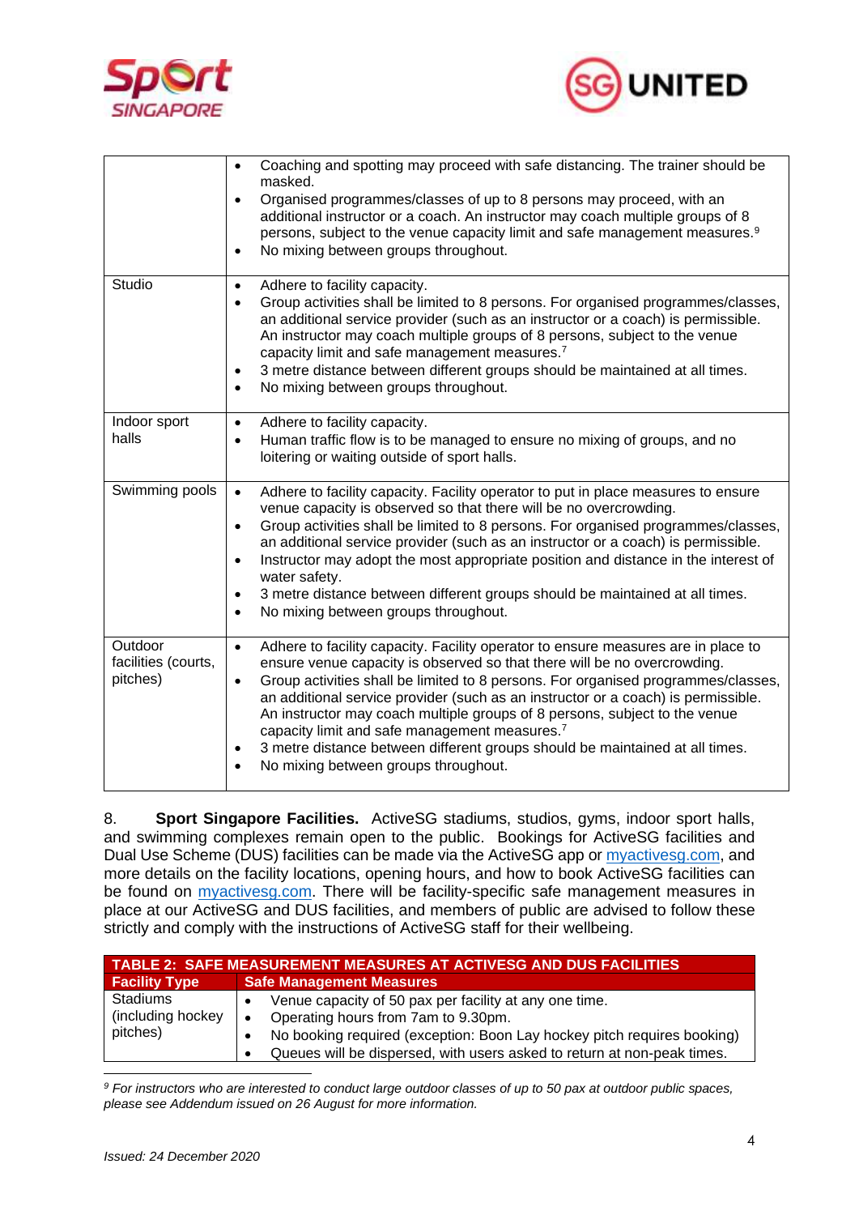| | |
|---|---|
| | • Coaching and spotting may proceed with safe distancing. The trainer should be masked.<br>• Organised programmes/classes of up to 8 persons may proceed, with an additional instructor or a coach. An instructor may coach multiple groups of 8 persons, subject to the venue capacity limit and safe management measures.[9]<br>• No mixing between groups throughout. |
| Studio | • Adhere to facility capacity.<br>• Group activities shall be limited to 8 persons. For organised programmes/classes, an additional service provider (such as an instructor or a coach) is permissible. An instructor may coach multiple groups of 8 persons, subject to the venue capacity limit and safe management measures.[7]<br>• 3 metre distance between different groups should be maintained at all times.<br>• No mixing between groups throughout. |
| Indoor sport halls | • Adhere to facility capacity.<br>• Human traffic flow is to be managed to ensure no mixing of groups, and no loitering or waiting outside of sport halls. |
| Swimming pools | • Adhere to facility capacity. Facility operator to put in place measures to ensure venue capacity is observed so that there will be no overcrowding.<br>• Group activities shall be limited to 8 persons. For organised programmes/classes, an additional service provider (such as an instructor or a coach) is permissible.<br>• Instructor may adopt the most appropriate position and distance in the interest of water safety.<br>• 3 metre distance between different groups should be maintained at all times.<br>• No mixing between groups throughout. |
| Outdoor facilities (courts, pitches) | • Adhere to facility capacity. Facility operator to ensure measures are in place to ensure venue capacity is observed so that there will be no overcrowding.<br>• Group activities shall be limited to 8 persons. For organised programmes/classes, an additional service provider (such as an instructor or a coach) is permissible. An instructor may coach multiple groups of 8 persons, subject to the venue capacity limit and safe management measures.[7]<br>• 3 metre distance between different groups should be maintained at all times.<br>• No mixing between groups throughout. |

8. **Sport Singapore Facilities.** ActiveSG stadiums, studios, gyms, indoor sport halls, and swimming complexes remain open to the public. Bookings for ActiveSG facilities and Dual Use Scheme (DUS) facilities can be made via the ActiveSG app or myactivesg.com, and more details on the facility locations, opening hours, and how to book ActiveSG facilities can be found on myactivesg.com. There will be facility-specific safe management measures in place at our ActiveSG and DUS facilities, and members of public are advised to follow these strictly and comply with the instructions of ActiveSG staff for their wellbeing.

**TABLE 2: SAFE MEASUREMENT MEASURES AT ACTIVESG AND DUS FACILITIES**

| Facility Type | Safe Management Measures |
|---|---|
| Stadiums (including hockey pitches) | • Venue capacity of 50 pax per facility at any one time.<br>• Operating hours from 7am to 9.30pm.<br>• No booking required (exception: Boon Lay hockey pitch requires booking)<br>• Queues will be dispersed, with users asked to return at non-peak times. |

*[9] For instructors who are interested to conduct large outdoor classes of up to 50 pax at outdoor public spaces, please see Addendum issued on 26 August for more information.*

*Issued: 24 December 2020*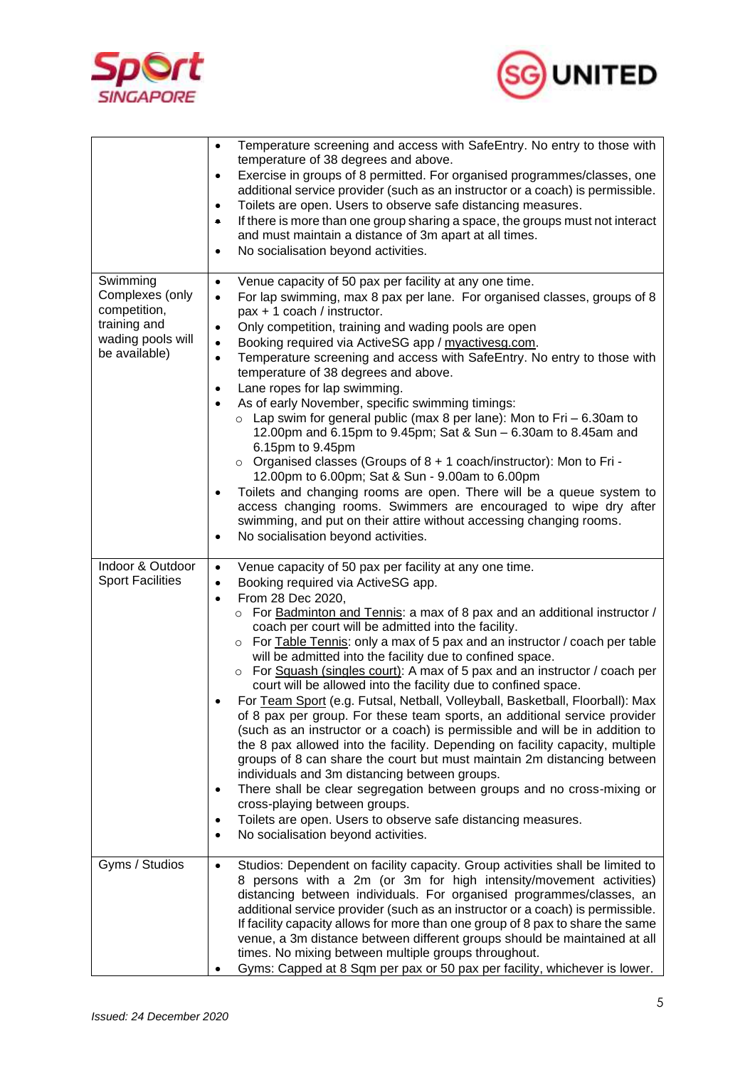| | |
|---|---|
| | • Temperature screening and access with SafeEntry. No entry to those with temperature of 38 degrees and above.<br>• Exercise in groups of 8 permitted. For organised programmes/classes, one additional service provider (such as an instructor or a coach) is permissible.<br>• Toilets are open. Users to observe safe distancing measures.<br>• If there is more than one group sharing a space, the groups must not interact and must maintain a distance of 3m apart at all times.<br>• No socialisation beyond activities. |
| Swimming Complexes (only competition, training and wading pools will be available) | • Venue capacity of 50 pax per facility at any one time.<br>• For lap swimming, max 8 pax per lane. For organised classes, groups of 8 pax + 1 coach / instructor.<br>• Only competition, training and wading pools are open<br>• Booking required via ActiveSG app / myactivesg.com.<br>• Temperature screening and access with SafeEntry. No entry to those with temperature of 38 degrees and above.<br>• Lane ropes for lap swimming.<br>• As of early November, specific swimming timings:<br>  ○ Lap swim for general public (max 8 per lane): Mon to Fri – 6.30am to 12.00pm and 6.15pm to 9.45pm; Sat & Sun – 6.30am to 8.45am and 6.15pm to 9.45pm<br>  ○ Organised classes (Groups of 8 + 1 coach/instructor): Mon to Fri - 12.00pm to 6.00pm; Sat & Sun - 9.00am to 6.00pm<br>• Toilets and changing rooms are open. There will be a queue system to access changing rooms. Swimmers are encouraged to wipe dry after swimming, and put on their attire without accessing changing rooms.<br>• No socialisation beyond activities. |
| Indoor & Outdoor Sport Facilities | • Venue capacity of 50 pax per facility at any one time.<br>• Booking required via ActiveSG app.<br>• From 28 Dec 2020,<br>  ○ For Badminton and Tennis: a max of 8 pax and an additional instructor / coach per court will be admitted into the facility.<br>  ○ For Table Tennis: only a max of 5 pax and an instructor / coach per table will be admitted into the facility due to confined space.<br>  ○ For Squash (singles court): A max of 5 pax and an instructor / coach per court will be allowed into the facility due to confined space.<br>• For Team Sport (e.g. Futsal, Netball, Volleyball, Basketball, Floorball): Max of 8 pax per group. For these team sports, an additional service provider (such as an instructor or a coach) is permissible and will be in addition to the 8 pax allowed into the facility. Depending on facility capacity, multiple groups of 8 can share the court but must maintain 2m distancing between individuals and 3m distancing between groups.<br>• There shall be clear segregation between groups and no cross-mixing or cross-playing between groups.<br>• Toilets are open. Users to observe safe distancing measures.<br>• No socialisation beyond activities. |
| Gyms / Studios | • Studios: Dependent on facility capacity. Group activities shall be limited to 8 persons with a 2m (or 3m for high intensity/movement activities) distancing between individuals. For organised programmes/classes, an additional service provider (such as an instructor or a coach) is permissible. If facility capacity allows for more than one group of 8 pax to share the same venue, a 3m distance between different groups should be maintained at all times. No mixing between multiple groups throughout.<br>• Gyms: Capped at 8 Sqm per pax or 50 pax per facility, whichever is lower. |

*Issued: 24 December 2020*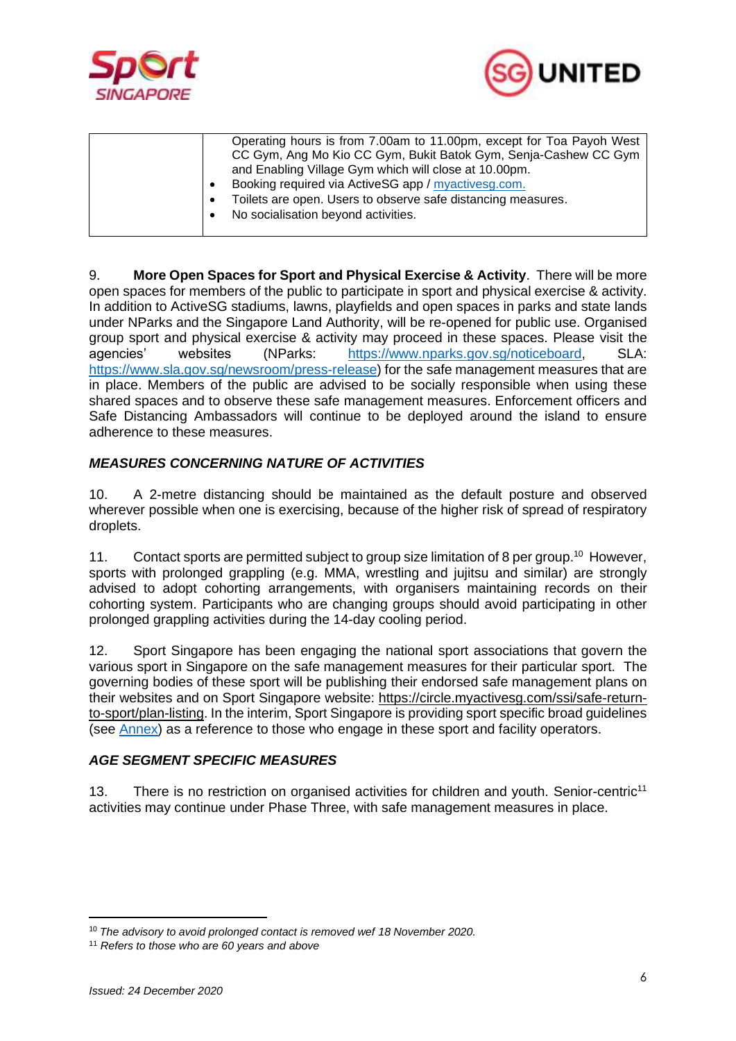| | Operating hours is from 7.00am to 11.00pm, except for Toa Payoh West CC Gym, Ang Mo Kio CC Gym, Bukit Batok Gym, Senja-Cashew CC Gym and Enabling Village Gym which will close at 10.00pm.<br>• Booking required via ActiveSG app / [myactivesg.com.](myactivesg.com)<br>• Toilets are open. Users to observe safe distancing measures.<br>• No socialisation beyond activities. |
|---|---|

9. **More Open Spaces for Sport and Physical Exercise & Activity**. There will be more open spaces for members of the public to participate in sport and physical exercise & activity. In addition to ActiveSG stadiums, lawns, playfields and open spaces in parks and state lands under NParks and the Singapore Land Authority, will be re-opened for public use. Organised group sport and physical exercise & activity may proceed in these spaces. Please visit the agencies' websites (NParks: https://www.nparks.gov.sg/noticeboard, SLA: https://www.sla.gov.sg/newsroom/press-release) for the safe management measures that are in place. Members of the public are advised to be socially responsible when using these shared spaces and to observe these safe management measures. Enforcement officers and Safe Distancing Ambassadors will continue to be deployed around the island to ensure adherence to these measures.

***MEASURES CONCERNING NATURE OF ACTIVITIES***

10. A 2-metre distancing should be maintained as the default posture and observed wherever possible when one is exercising, because of the higher risk of spread of respiratory droplets.

11. Contact sports are permitted subject to group size limitation of 8 per group.[10] However, sports with prolonged grappling (e.g. MMA, wrestling and jujitsu and similar) are strongly advised to adopt cohorting arrangements, with organisers maintaining records on their cohorting system. Participants who are changing groups should avoid participating in other prolonged grappling activities during the 14-day cooling period.

12. Sport Singapore has been engaging the national sport associations that govern the various sport in Singapore on the safe management measures for their particular sport. The governing bodies of these sport will be publishing their endorsed safe management plans on their websites and on Sport Singapore website: https://circle.myactivesg.com/ssi/safe-return-to-sport/plan-listing. In the interim, Sport Singapore is providing sport specific broad guidelines (see Annex) as a reference to those who engage in these sport and facility operators.

***AGE SEGMENT SPECIFIC MEASURES***

13. There is no restriction on organised activities for children and youth. Senior-centric[11] activities may continue under Phase Three, with safe management measures in place.

---

[10] *The advisory to avoid prolonged contact is removed wef 18 November 2020.*

[11] *Refers to those who are 60 years and above*

*Issued: 24 December 2020*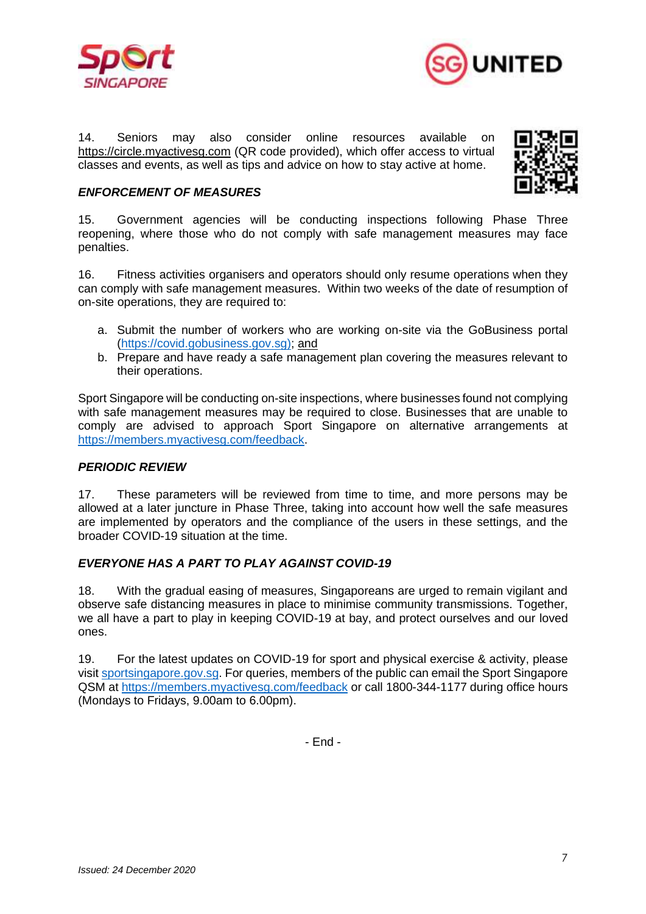14. Seniors may also consider online resources available on https://circle.myactivesg.com (QR code provided), which offer access to virtual classes and events, as well as tips and advice on how to stay active at home.

***ENFORCEMENT OF MEASURES***

15. Government agencies will be conducting inspections following Phase Three reopening, where those who do not comply with safe management measures may face penalties.

16. Fitness activities organisers and operators should only resume operations when they can comply with safe management measures. Within two weeks of the date of resumption of on-site operations, they are required to:

a. Submit the number of workers who are working on-site via the GoBusiness portal (https://covid.gobusiness.gov.sg); and
b. Prepare and have ready a safe management plan covering the measures relevant to their operations.

Sport Singapore will be conducting on-site inspections, where businesses found not complying with safe management measures may be required to close. Businesses that are unable to comply are advised to approach Sport Singapore on alternative arrangements at https://members.myactivesg.com/feedback.

***PERIODIC REVIEW***

17. These parameters will be reviewed from time to time, and more persons may be allowed at a later juncture in Phase Three, taking into account how well the safe measures are implemented by operators and the compliance of the users in these settings, and the broader COVID-19 situation at the time.

***EVERYONE HAS A PART TO PLAY AGAINST COVID-19***

18. With the gradual easing of measures, Singaporeans are urged to remain vigilant and observe safe distancing measures in place to minimise community transmissions. Together, we all have a part to play in keeping COVID-19 at bay, and protect ourselves and our loved ones.

19. For the latest updates on COVID-19 for sport and physical exercise & activity, please visit sportsingapore.gov.sg. For queries, members of the public can email the Sport Singapore QSM at https://members.myactivesg.com/feedback or call 1800-344-1177 during office hours (Mondays to Fridays, 9.00am to 6.00pm).

- End -

*Issued: 24 December 2020*